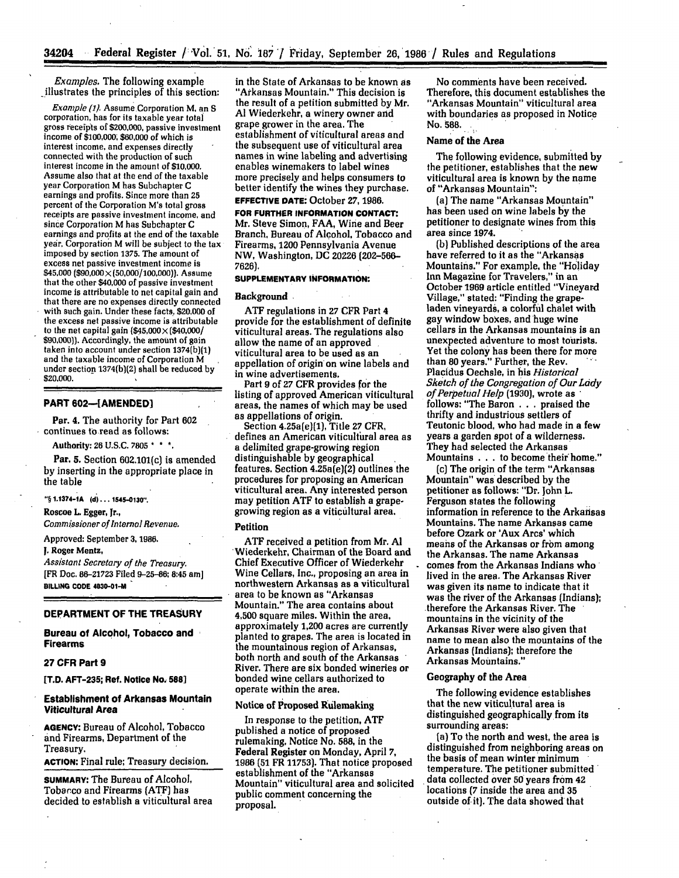*Examples.* The following example illustrates the principles of this section:

*Example (1).* Assume Corporation M, an S corporation, has for its taxable year total gross receipts of $200,000, passive investment income of $100,000, $60,000 of which is interest income, and expenses directly connected with the production of such interest income in the amount of $10,000. Assume also that at the end of the taxable year Corporation M has Subchapter C earnings and profits. Since more than 25 percent of the Corporation M's total gross receipts are passive investment income, and since Corporation M has Subchapter C earnings and profits at the end of the taxable year, Corporation M will be subject to the tax imposed by section 1375. The amount of excess net passive investment income is $45,000 ($90,000 × (50,000/100,000)). Assume that the other $40,000 of passive investment income is attributable to net capital gain and that there are no expenses directly connected with such gain. Under these facts, $20,000 of the excess net passive income is attributable to the net capital gain ($45,000 × ($40,000/$90,000)). Accordingly, the amount of gain taken into account under section 1374(b)(1) and the taxable income of Corporation M under section 1374(b)(2) shall be reduced by $20,000.

## PART 602—[AMENDED]

Par. 4. The authority for Part 602 continues to read as follows:

Authority: 26 U.S.C. 7805 * * *.

Par. 5. Section 602.101(c) is amended by inserting in the appropriate place in the table

"§ 1.1374-1A (d) . . . 1545-0130".

Roscoe L. Egger, Jr.,
*Commissioner of Internal Revenue.*

Approved: September 3, 1986.

J. Roger Mentz,
*Assistant Secretary of the Treasury.*

[FR Doc. 86-21723 Filed 9-25-86; 8:45 am]

BILLING CODE 4830-01-M

## DEPARTMENT OF THE TREASURY

## Bureau of Alcohol, Tobacco and Firearms

## 27 CFR Part 9

[T.D. AFT-235; Ref. Notice No. 588]

## Establishment of Arkansas Mountain Viticultural Area

**AGENCY:** Bureau of Alcohol, Tobacco and Firearms, Department of the Treasury.

**ACTION:** Final rule; Treasury decision.

**SUMMARY:** The Bureau of Alcohol, Tobacco and Firearms (ATF) has decided to establish a viticultural area in the State of Arkansas to be known as "Arkansas Mountain." This decision is the result of a petition submitted by Mr. Al Wiederkehr, a winery owner and grape grower in the area. The establishment of viticultural areas and the subsequent use of viticultural area names in wine labeling and advertising enables winemakers to label wines more precisely and helps consumers to better identify the wines they purchase.

**EFFECTIVE DATE:** October 27, 1986.

**FOR FURTHER INFORMATION CONTACT:** Mr. Steve Simon, FAA, Wine and Beer Branch, Bureau of Alcohol, Tobacco and Firearms, 1200 Pennsylvania Avenue NW, Washington, DC 20226 (202-566-7626).

**SUPPLEMENTARY INFORMATION:**

### Background

ATF regulations in 27 CFR Part 4 provide for the establishment of definite viticultural areas. The regulations also allow the name of an approved viticultural area to be used as an appellation of origin on wine labels and in wine advertisements.

Part 9 of 27 CFR provides for the listing of approved American viticultural areas, the names of which may be used as appellations of origin.

Section 4.25a(e)(1), Title 27 CFR, defines an American viticultural area as a delimited grape-growing region distinguishable by geographical features. Section 4.25a(e)(2) outlines the procedures for proposing an American viticultural area. Any interested person may petition ATF to establish a grape-growing region as a viticultural area.

### Petition

ATF received a petition from Mr. Al Wiederkehr, Chairman of the Board and Chief Executive Officer of Wiederkehr Wine Cellars, Inc., proposing an area in northwestern Arkansas as a viticultural area to be known as "Arkansas Mountain." The area contains about 4,500 square miles. Within the area, approximately 1,200 acres are currently planted to grapes. The area is located in the mountainous region of Arkansas, both north and south of the Arkansas River. There are six bonded wineries or bonded wine cellars authorized to operate within the area.

### Notice of Proposed Rulemaking

In response to the petition, ATF published a notice of proposed rulemaking, Notice No. 588, in the **Federal Register** on Monday, April 7, 1986 (51 FR 11753). That notice proposed establishment of the "Arkansas Mountain" viticultural area and solicited public comment concerning the proposal.

No comments have been received. Therefore, this document establishes the "Arkansas Mountain" viticultural area with boundaries as proposed in Notice No. 588.

### Name of the Area

The following evidence, submitted by the petitioner, establishes that the new viticultural area is known by the name of "Arkansas Mountain":

(a) The name "Arkansas Mountain" has been used on wine labels by the petitioner to designate wines from this area since 1974.

(b) Published descriptions of the area have referred to it as the "Arkansas Mountains." For example, the "Holiday Inn Magazine for Travelers," in an October 1969 article entitled "Vineyard Village," stated: "Finding the grape-laden vineyards, a colorful chalet with gay window boxes, and huge wine cellars in the Arkansas mountains is an unexpected adventure to most tourists. Yet the colony has been there for more than 80 years." Further, the Rev. Placidus Oechsle, in his *Historical Sketch of the Congregation of Our Lady of Perpetual Help* (1930), wrote as follows: "The Baron . . . praised the thrifty and industrious settlers of Teutonic blood, who had made in a few years a garden spot of a wilderness. They had selected the Arkansas Mountains . . . to become their home."

(c) The origin of the term "Arkansas Mountain" was described by the petitioner as follows: "Dr. John L. Ferguson states the following information in reference to the Arkansas Mountains. The name Arkansas came before Ozark or 'Aux Arcs' which means of the Arkansas or from among the Arkansas. The name Arkansas comes from the Arkansas Indians who lived in the area. The Arkansas River was given its name to indicate that it was the river of the Arkansas (Indians); therefore the Arkansas River. The mountains in the vicinity of the Arkansas River were also given that name to mean also the mountains of the Arkansas (Indians); therefore the Arkansas Mountains."

### Geography of the Area

The following evidence establishes that the new viticultural area is distinguished geographically from its surrounding areas:

(a) To the north and west, the area is distinguished from neighboring areas on the basis of mean winter minimum temperature. The petitioner submitted data collected over 50 years from 42 locations (7 inside the area and 35 outside of it). The data showed that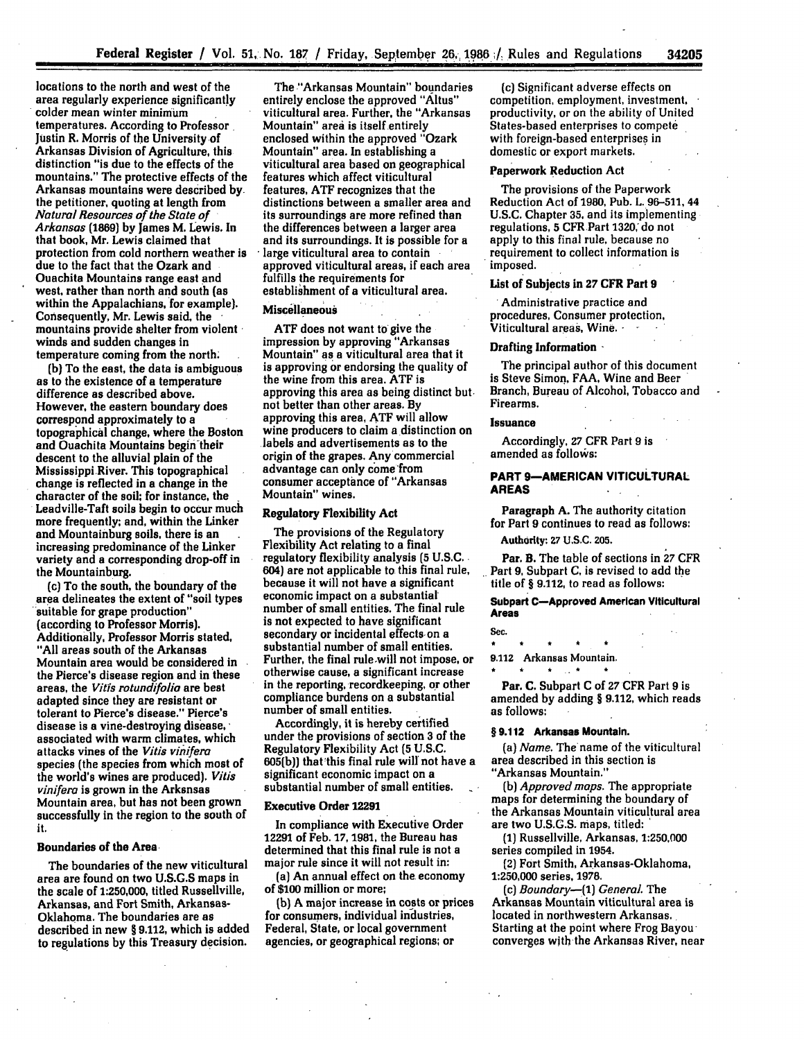locations to the north and west of the area regularly experience significantly colder mean winter minimum temperatures. According to Professor Justin R. Morris of the University of Arkansas Division of Agriculture, this distinction "is due to the effects of the mountains." The protective effects of the Arkansas mountains were described by the petitioner, quoting at length from *Natural Resources of the State of Arkansas* (1869) by James M. Lewis. In that book, Mr. Lewis claimed that protection from cold northern weather is due to the fact that the Ozark and Ouachita Mountains range east and west, rather than north and south (as within the Appalachians, for example). Consequently, Mr. Lewis said, the mountains provide shelter from violent winds and sudden changes in temperature coming from the north.

(b) To the east, the data is ambiguous as to the existence of a temperature difference as described above. However, the eastern boundary does correspond approximately to a topographical change, where the Boston and Ouachita Mountains begin their descent to the alluvial plain of the Mississippi River. This topographical change is reflected in a change in the character of the soil; for instance, the Leadville-Taft soils begin to occur much more frequently; and, within the Linker and Mountainburg soils, there is an increasing predominance of the Linker variety and a corresponding drop-off in the Mountainburg.

(c) To the south, the boundary of the area delineates the extent of "soil types suitable for grape production" (according to Professor Morris). Additionally, Professor Morris stated, "All areas south of the Arkansas Mountain area would be considered in the Pierce's disease region and in these areas, the *Vitis rotundifolia* are best adapted since they are resistant or tolerant to Pierce's disease." Pierce's disease is a vine-destroying disease, associated with warm climates, which attacks vines of the *Vitis vinifera* species (the species from which most of the world's wines are produced). *Vitis vinifera* is grown in the Arksnsas Mountain area, but has not been grown successfully in the region to the south of it.

**Boundaries of the Area**

The boundaries of the new viticultural area are found on two U.S.G.S maps in the scale of 1:250,000, titled Russellville, Arkansas, and Fort Smith, Arkansas-Oklahoma. The boundaries are as described in new § 9.112, which is added to regulations by this Treasury decision.

The "Arkansas Mountain" boundaries entirely enclose the approved "Altus" viticultural area. Further, the "Arkansas Mountain" area is itself entirely enclosed within the approved "Ozark Mountain" area. In establishing a viticultural area based on geographical features which affect viticultural features, ATF recognizes that the distinctions between a smaller area and its surroundings are more refined than the differences between a larger area and its surroundings. It is possible for a large viticultural area to contain approved viticultural areas, if each area fulfills the requirements for establishment of a viticultural area.

**Miscellaneous**

ATF does not want to give the impression by approving "Arkansas Mountain" as a viticultural area that it is approving or endorsing the quality of the wine from this area. ATF is approving this area as being distinct but not better than other areas. By approving this area, ATF will allow wine producers to claim a distinction on labels and advertisements as to the origin of the grapes. Any commercial advantage can only come from consumer acceptance of "Arkansas Mountain" wines.

**Regulatory Flexibility Act**

The provisions of the Regulatory Flexibility Act relating to a final regulatory flexibility analysis (5 U.S.C. 604) are not applicable to this final rule, because it will not have a significant economic impact on a substantial number of small entities. The final rule is not expected to have significant secondary or incidental effects on a substantial number of small entities. Further, the final rule will not impose, or otherwise cause, a significant increase in the reporting, recordkeeping, or other compliance burdens on a substantial number of small entities.

Accordingly, it is hereby certified under the provisions of section 3 of the Regulatory Flexibility Act (5 U.S.C. 605(b)) that this final rule will not have a significant economic impact on a substantial number of small entities.

**Executive Order 12291**

In compliance with Executive Order 12291 of Feb. 17, 1981, the Bureau has determined that this final rule is not a major rule since it will not result in:

(a) An annual effect on the economy of $100 million or more;

(b) A major increase in costs or prices for consumers, individual industries, Federal, State, or local government agencies, or geographical regions; or

(c) Significant adverse effects on competition, employment, investment, productivity, or on the ability of United States-based enterprises to compete with foreign-based enterprises in domestic or export markets.

**Paperwork Reduction Act**

The provisions of the Paperwork Reduction Act of 1980, Pub. L. 96-511, 44 U.S.C. Chapter 35, and its implementing regulations, 5 CFR Part 1320, do not apply to this final rule, because no requirement to collect information is imposed.

**List of Subjects in 27 CFR Part 9**

Administrative practice and procedures, Consumer protection, Viticultural areas, Wine.

**Drafting Information**

The principal author of this document is Steve Simon, FAA, Wine and Beer Branch, Bureau of Alcohol, Tobacco and Firearms.

**Issuance**

Accordingly, 27 CFR Part 9 is amended as follows:

**PART 9—AMERICAN VITICULTURAL AREAS**

Paragraph A. The authority citation for Part 9 continues to read as follows:

Authority: 27 U.S.C. 205.

Par. B. The table of sections in 27 CFR Part 9, Subpart C, is revised to add the title of § 9.112, to read as follows:

**Subpart C—Approved American Viticultural Areas**

Sec.

\* \* \* \* \*

9.112 Arkansas Mountain.

\* \* \* \* \*

Par. C. Subpart C of 27 CFR Part 9 is amended by adding § 9.112, which reads as follows:

**§ 9.112 Arkansas Mountain.**

(a) *Name.* The name of the viticultural area described in this section is "Arkansas Mountain."

(b) *Approved maps.* The appropriate maps for determining the boundary of the Arkansas Mountain viticultural area are two U.S.G.S. maps, titled:

(1) Russellville, Arkansas, 1:250,000 series compiled in 1954.

(2) Fort Smith, Arkansas-Oklahoma, 1:250,000 series, 1978.

(c) *Boundary*—(1) *General.* The Arkansas Mountain viticultural area is located in northwestern Arkansas. Starting at the point where Frog Bayou converges with the Arkansas River, near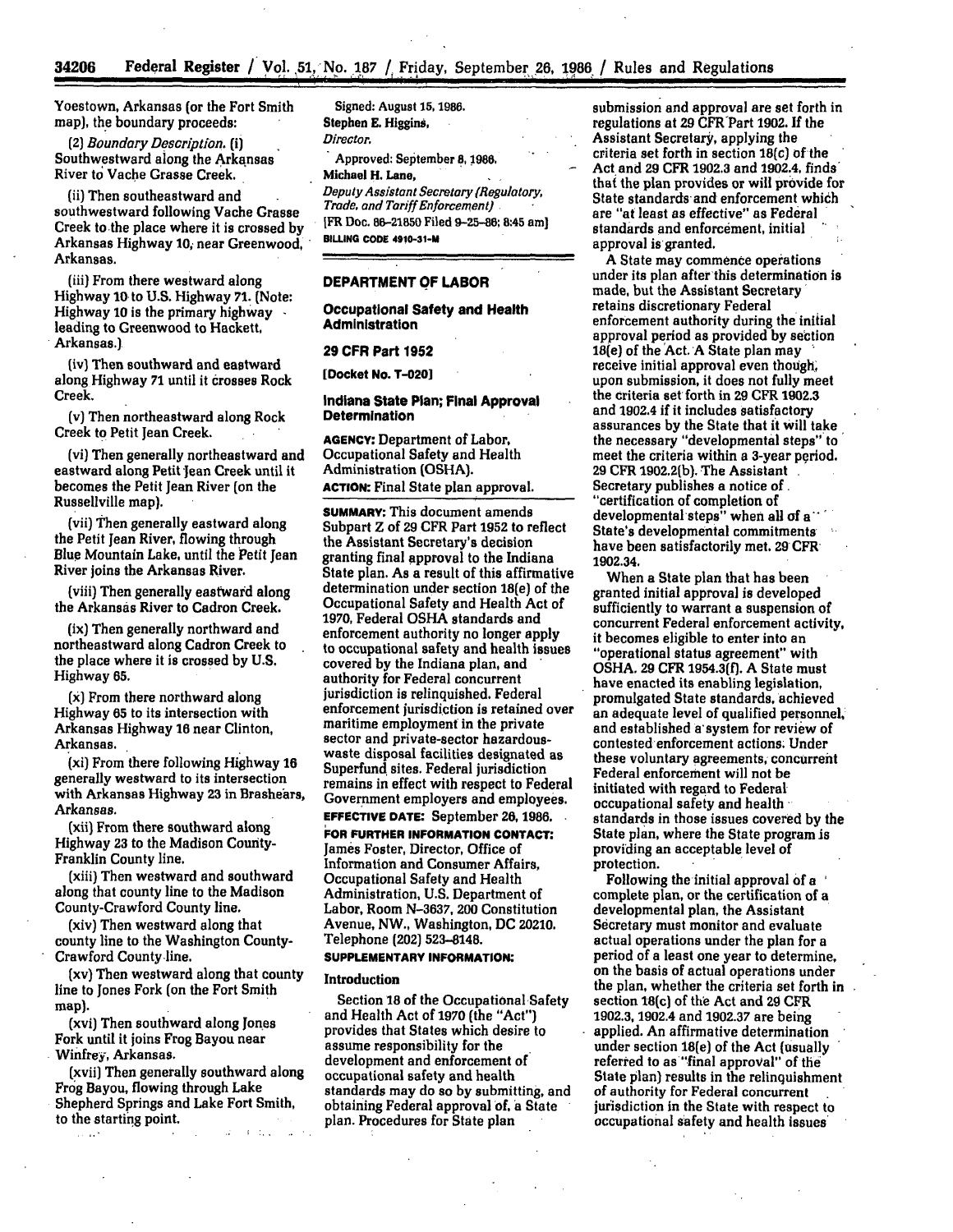Yoestown, Arkansas (or the Fort Smith map), the boundary proceeds:

(2) *Boundary Description.* (i) Southwestward along the Arkansas River to Vache Grasse Creek.

(ii) Then southeastward and southwestward following Vache Grasse Creek to the place where it is crossed by Arkansas Highway 10, near Greenwood, Arkansas.

(iii) From there westward along Highway 10 to U.S. Highway 71. (Note: Highway 10 is the primary highway leading to Greenwood to Hackett, Arkansas.)

(iv) Then southward and eastward along Highway 71 until it crosses Rock Creek.

(v) Then northeastward along Rock Creek to Petit Jean Creek.

(vi) Then generally northeastward and eastward along Petit Jean Creek until it becomes the Petit Jean River (on the Russellville map).

(vii) Then generally eastward along the Petit Jean River, flowing through Blue Mountain Lake, until the Petit Jean River joins the Arkansas River.

(viii) Then generally eastward along the Arkansas River to Cadron Creek.

(ix) Then generally northward and northeastward along Cadron Creek to the place where it is crossed by U.S. Highway 65.

(x) From there northward along Highway 65 to its intersection with Arkansas Highway 16 near Clinton, Arkansas.

(xi) From there following Highway 16 generally westward to its intersection with Arkansas Highway 23 in Brashears, Arkansas.

(xii) From there southward along Highway 23 to the Madison County-Franklin County line.

(xiii) Then westward and southward along that county line to the Madison County-Crawford County line.

(xiv) Then westward along that county line to the Washington County-Crawford County line.

(xv) Then westward along that county line to Jones Fork (on the Fort Smith map).

(xvi) Then southward along Jones Fork until it joins Frog Bayou near Winfrey, Arkansas.

(xvii) Then generally southward along Frog Bayou, flowing through Lake Shepherd Springs and Lake Fort Smith, to the starting point.

Signed: August 15, 1986.

**Stephen E. Higgins,**
*Director.*

Approved: September 8, 1986.

**Michael H. Lane,**
*Deputy Assistant Secretary (Regulatory, Trade, and Tariff Enforcement).*

[FR Doc. 86-21850 Filed 9-25-86; 8:45 am]

BILLING CODE 4810-31-M

## DEPARTMENT OF LABOR

### Occupational Safety and Health Administration

### 29 CFR Part 1952

**[Docket No. T-020]**

### Indiana State Plan; Final Approval Determination

**AGENCY:** Department of Labor, Occupational Safety and Health Administration (OSHA).

**ACTION:** Final State plan approval.

**SUMMARY:** This document amends Subpart Z of 29 CFR Part 1952 to reflect the Assistant Secretary's decision granting final approval to the Indiana State plan. As a result of this affirmative determination under section 18(e) of the Occupational Safety and Health Act of 1970, Federal OSHA standards and enforcement authority no longer apply to occupational safety and health issues covered by the Indiana plan, and authority for Federal concurrent jurisdiction is relinquished. Federal enforcement jurisdiction is retained over maritime employment in the private sector and private-sector hazardous-waste disposal facilities designated as Superfund sites. Federal jurisdiction remains in effect with respect to Federal Government employers and employees.

**EFFECTIVE DATE:** September 26, 1986.

**FOR FURTHER INFORMATION CONTACT:** James Foster, Director, Office of Information and Consumer Affairs, Occupational Safety and Health Administration, U.S. Department of Labor, Room N-3637, 200 Constitution Avenue, NW., Washington, DC 20210. Telephone (202) 523-8148.

**SUPPLEMENTARY INFORMATION:**

#### Introduction

Section 18 of the Occupational Safety and Health Act of 1970 (the "Act") provides that States which desire to assume responsibility for the development and enforcement of occupational safety and health standards may do so by submitting, and obtaining Federal approval of, a State plan. Procedures for State plan submission and approval are set forth in regulations at 29 CFR Part 1902. If the Assistant Secretary, applying the criteria set forth in section 18(c) of the Act and 29 CFR 1902.3 and 1902.4, finds that the plan provides or will provide for State standards and enforcement which are "at least as effective" as Federal standards and enforcement, initial approval is granted.

A State may commence operations under its plan after this determination is made, but the Assistant Secretary retains discretionary Federal enforcement authority during the initial approval period as provided by section 18(e) of the Act. A State plan may receive initial approval even though, upon submission, it does not fully meet the criteria set forth in 29 CFR 1902.3 and 1902.4 if it includes satisfactory assurances by the State that it will take the necessary "developmental steps" to meet the criteria within a 3-year period. 29 CFR 1902.2(b). The Assistant Secretary publishes a notice of "certification of completion of developmental steps" when all of a State's developmental commitments have been satisfactorily met. 29 CFR 1902.34.

When a State plan that has been granted initial approval is developed sufficiently to warrant a suspension of concurrent Federal enforcement activity, it becomes eligible to enter into an "operational status agreement" with OSHA. 29 CFR 1954.3(f). A State must have enacted its enabling legislation, promulgated State standards, achieved an adequate level of qualified personnel, and established a system for review of contested enforcement actions. Under these voluntary agreements, concurrent Federal enforcement will not be initiated with regard to Federal occupational safety and health standards in those issues covered by the State plan, where the State program is providing an acceptable level of protection.

Following the initial approval of a complete plan, or the certification of a developmental plan, the Assistant Secretary must monitor and evaluate actual operations under the plan for a period of a least one year to determine, on the basis of actual operations under the plan, whether the criteria set forth in section 18(c) of the Act and 29 CFR 1902.3, 1902.4 and 1902.37 are being applied. An affirmative determination under section 18(e) of the Act (usually referred to as "final approval" of the State plan) results in the relinquishment of authority for Federal concurrent jurisdiction in the State with respect to occupational safety and health issues